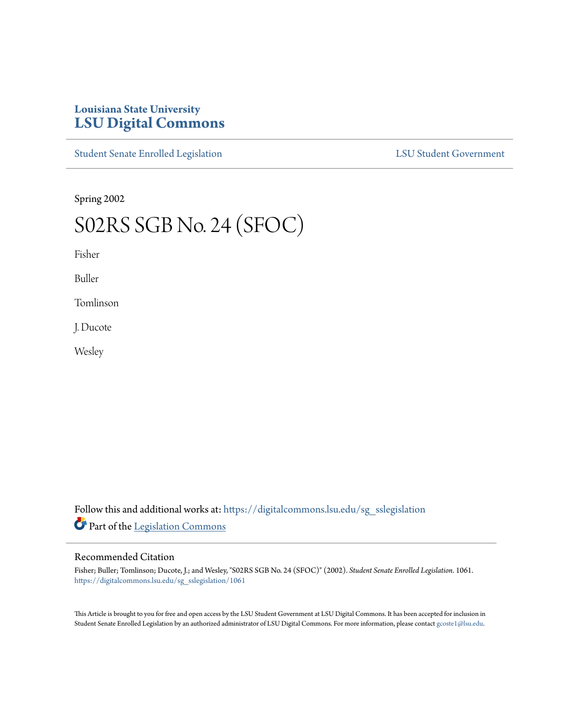Louisiana State University
# LSU Digital Commons

Student Senate Enrolled Legislation | LSU Student Government

Spring 2002

# S02RS SGB No. 24 (SFOC)

Fisher

Buller

Tomlinson

J. Ducote

Wesley

Follow this and additional works at: https://digitalcommons.lsu.edu/sg_sslegislation

Part of the Legislation Commons

## Recommended Citation

Fisher; Buller; Tomlinson; Ducote, J.; and Wesley, "S02RS SGB No. 24 (SFOC)" (2002). *Student Senate Enrolled Legislation*. 1061.
https://digitalcommons.lsu.edu/sg_sslegislation/1061

This Article is brought to you for free and open access by the LSU Student Government at LSU Digital Commons. It has been accepted for inclusion in Student Senate Enrolled Legislation by an authorized administrator of LSU Digital Commons. For more information, please contact gcoste1@lsu.edu.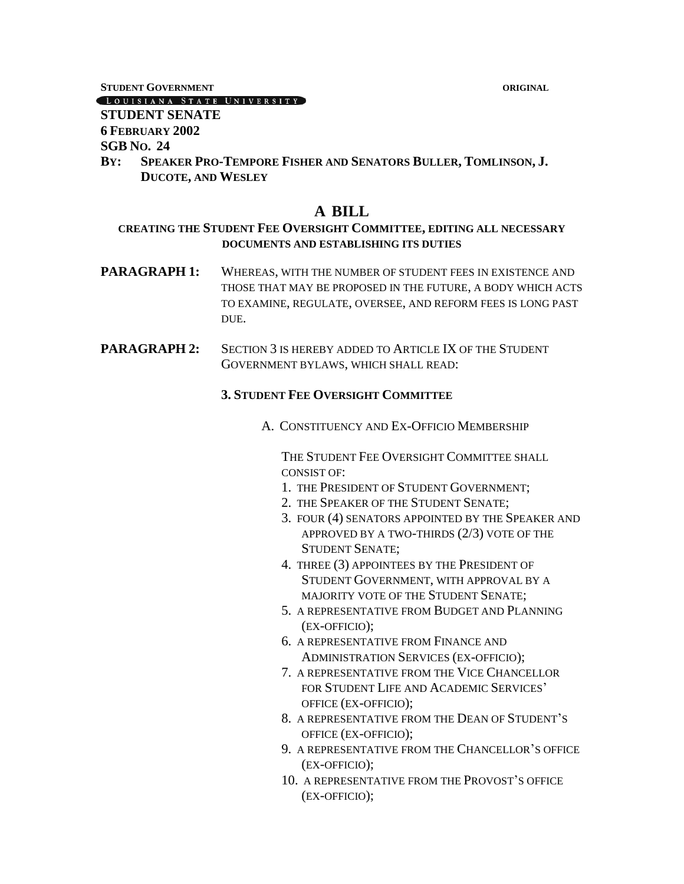**STUDENT GOVERNMENT** **ORIGINAL**

LOUISIANA STATE UNIVERSITY

**STUDENT SENATE**
**6 FEBRUARY 2002**
**SGB NO. 24**
**BY: SPEAKER PRO-TEMPORE FISHER AND SENATORS BULLER, TOMLINSON, J. DUCOTE, AND WESLEY**

# A BILL

**CREATING THE STUDENT FEE OVERSIGHT COMMITTEE, EDITING ALL NECESSARY DOCUMENTS AND ESTABLISHING ITS DUTIES**

**PARAGRAPH 1:** WHEREAS, WITH THE NUMBER OF STUDENT FEES IN EXISTENCE AND THOSE THAT MAY BE PROPOSED IN THE FUTURE, A BODY WHICH ACTS TO EXAMINE, REGULATE, OVERSEE, AND REFORM FEES IS LONG PAST DUE.

**PARAGRAPH 2:** SECTION 3 IS HEREBY ADDED TO ARTICLE IX OF THE STUDENT GOVERNMENT BYLAWS, WHICH SHALL READ:

**3. STUDENT FEE OVERSIGHT COMMITTEE**

A. CONSTITUENCY AND EX-OFFICIO MEMBERSHIP

THE STUDENT FEE OVERSIGHT COMMITTEE SHALL CONSIST OF:

1. THE PRESIDENT OF STUDENT GOVERNMENT;
2. THE SPEAKER OF THE STUDENT SENATE;
3. FOUR (4) SENATORS APPOINTED BY THE SPEAKER AND APPROVED BY A TWO-THIRDS (2/3) VOTE OF THE STUDENT SENATE;
4. THREE (3) APPOINTEES BY THE PRESIDENT OF STUDENT GOVERNMENT, WITH APPROVAL BY A MAJORITY VOTE OF THE STUDENT SENATE;
5. A REPRESENTATIVE FROM BUDGET AND PLANNING (EX-OFFICIO);
6. A REPRESENTATIVE FROM FINANCE AND ADMINISTRATION SERVICES (EX-OFFICIO);
7. A REPRESENTATIVE FROM THE VICE CHANCELLOR FOR STUDENT LIFE AND ACADEMIC SERVICES' OFFICE (EX-OFFICIO);
8. A REPRESENTATIVE FROM THE DEAN OF STUDENT'S OFFICE (EX-OFFICIO);
9. A REPRESENTATIVE FROM THE CHANCELLOR'S OFFICE (EX-OFFICIO);
10. A REPRESENTATIVE FROM THE PROVOST'S OFFICE (EX-OFFICIO);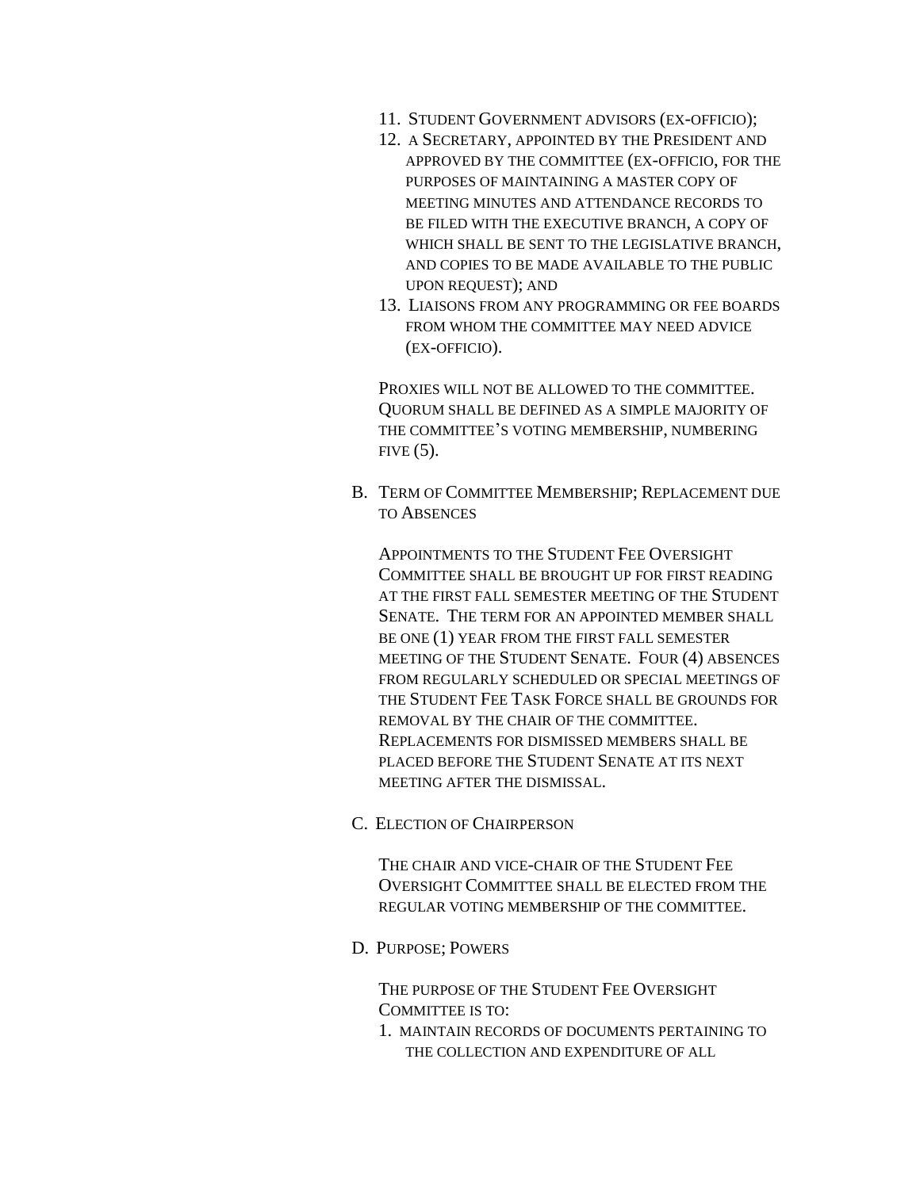11. Student Government advisors (ex-officio);
12. a Secretary, appointed by the President and approved by the committee (ex-officio, for the purposes of maintaining a master copy of meeting minutes and attendance records to be filed with the executive branch, a copy of which shall be sent to the legislative branch, and copies to be made available to the public upon request); and
13. Liaisons from any programming or fee boards from whom the committee may need advice (ex-officio).

Proxies will not be allowed to the committee. Quorum shall be defined as a simple majority of the committee's voting membership, numbering five (5).

B. Term of Committee Membership; Replacement due to Absences

Appointments to the Student Fee Oversight Committee shall be brought up for first reading at the first fall semester meeting of the Student Senate. The term for an appointed member shall be one (1) year from the first fall semester meeting of the Student Senate. Four (4) absences from regularly scheduled or special meetings of the Student Fee Task Force shall be grounds for removal by the chair of the committee. Replacements for dismissed members shall be placed before the Student Senate at its next meeting after the dismissal.

C. Election of Chairperson

The chair and vice-chair of the Student Fee Oversight Committee shall be elected from the regular voting membership of the committee.

D. Purpose; Powers

The purpose of the Student Fee Oversight Committee is to:

1. maintain records of documents pertaining to the collection and expenditure of all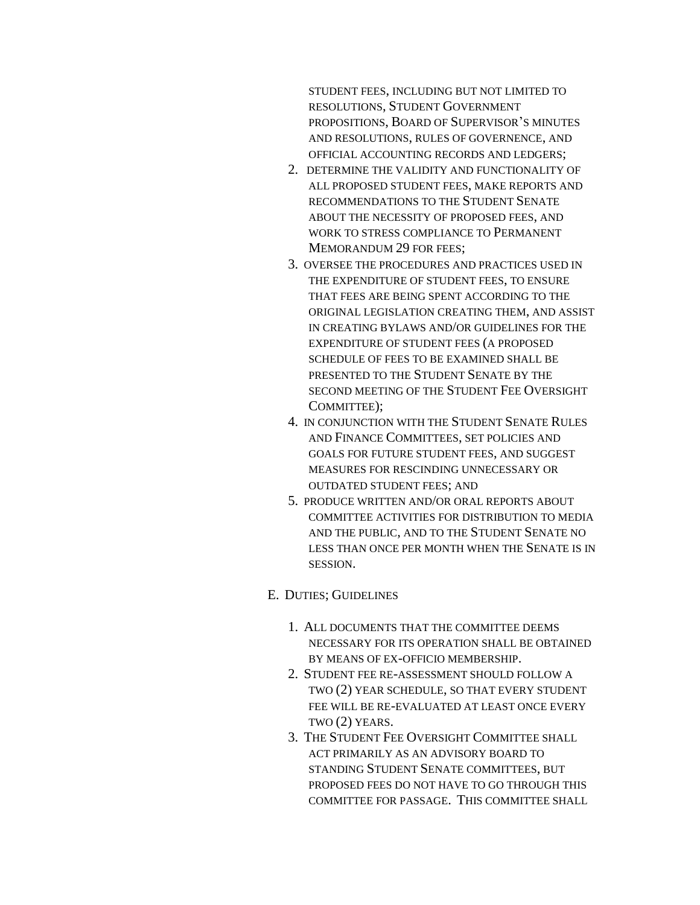STUDENT FEES, INCLUDING BUT NOT LIMITED TO RESOLUTIONS, STUDENT GOVERNMENT PROPOSITIONS, BOARD OF SUPERVISOR'S MINUTES AND RESOLUTIONS, RULES OF GOVERNENCE, AND OFFICIAL ACCOUNTING RECORDS AND LEDGERS;

2. DETERMINE THE VALIDITY AND FUNCTIONALITY OF ALL PROPOSED STUDENT FEES, MAKE REPORTS AND RECOMMENDATIONS TO THE STUDENT SENATE ABOUT THE NECESSITY OF PROPOSED FEES, AND WORK TO STRESS COMPLIANCE TO PERMANENT MEMORANDUM 29 FOR FEES;
3. OVERSEE THE PROCEDURES AND PRACTICES USED IN THE EXPENDITURE OF STUDENT FEES, TO ENSURE THAT FEES ARE BEING SPENT ACCORDING TO THE ORIGINAL LEGISLATION CREATING THEM, AND ASSIST IN CREATING BYLAWS AND/OR GUIDELINES FOR THE EXPENDITURE OF STUDENT FEES (A PROPOSED SCHEDULE OF FEES TO BE EXAMINED SHALL BE PRESENTED TO THE STUDENT SENATE BY THE SECOND MEETING OF THE STUDENT FEE OVERSIGHT COMMITTEE);
4. IN CONJUNCTION WITH THE STUDENT SENATE RULES AND FINANCE COMMITTEES, SET POLICIES AND GOALS FOR FUTURE STUDENT FEES, AND SUGGEST MEASURES FOR RESCINDING UNNECESSARY OR OUTDATED STUDENT FEES; AND
5. PRODUCE WRITTEN AND/OR ORAL REPORTS ABOUT COMMITTEE ACTIVITIES FOR DISTRIBUTION TO MEDIA AND THE PUBLIC, AND TO THE STUDENT SENATE NO LESS THAN ONCE PER MONTH WHEN THE SENATE IS IN SESSION.

E. DUTIES; GUIDELINES

1. ALL DOCUMENTS THAT THE COMMITTEE DEEMS NECESSARY FOR ITS OPERATION SHALL BE OBTAINED BY MEANS OF EX-OFFICIO MEMBERSHIP.
2. STUDENT FEE RE-ASSESSMENT SHOULD FOLLOW A TWO (2) YEAR SCHEDULE, SO THAT EVERY STUDENT FEE WILL BE RE-EVALUATED AT LEAST ONCE EVERY TWO (2) YEARS.
3. THE STUDENT FEE OVERSIGHT COMMITTEE SHALL ACT PRIMARILY AS AN ADVISORY BOARD TO STANDING STUDENT SENATE COMMITTEES, BUT PROPOSED FEES DO NOT HAVE TO GO THROUGH THIS COMMITTEE FOR PASSAGE. THIS COMMITTEE SHALL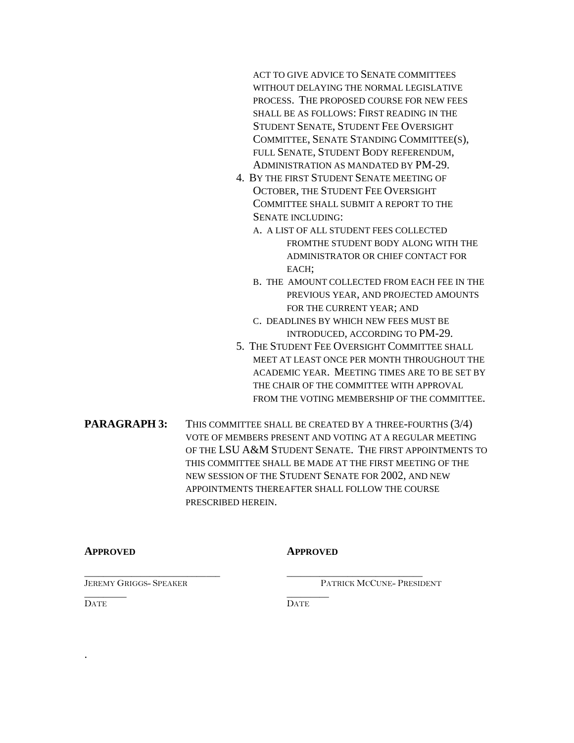act to give advice to Senate committees without delaying the normal legislative process. The proposed course for new fees shall be as follows: First reading in the Student Senate, Student Fee Oversight Committee, Senate Standing Committee(s), full Senate, Student Body referendum, Administration as mandated by PM-29.

4. By the first Student Senate meeting of October, the Student Fee Oversight Committee shall submit a report to the Senate including:
   A. a list of all student fees collected fromthe student body along with the administrator or chief contact for each;
   B. the amount collected from each fee in the previous year, and projected amounts for the current year; and
   C. deadlines by which new fees must be introduced, according to PM-29.
5. The Student Fee Oversight Committee shall meet at least once per month throughout the academic year. Meeting times are to be set by the chair of the committee with approval from the voting membership of the committee.

**PARAGRAPH 3:** This committee shall be created by a three-fourths (3/4) vote of members present and voting at a regular meeting of the LSU A&M Student Senate. The first appointments to this committee shall be made at the first meeting of the new session of the Student Senate for 2002, and new appointments thereafter shall follow the course prescribed herein.

**Approved**

___________________________
Jeremy Griggs- Speaker

________
Date

**Approved**

___________________________
Patrick McCune- President

________
Date

.